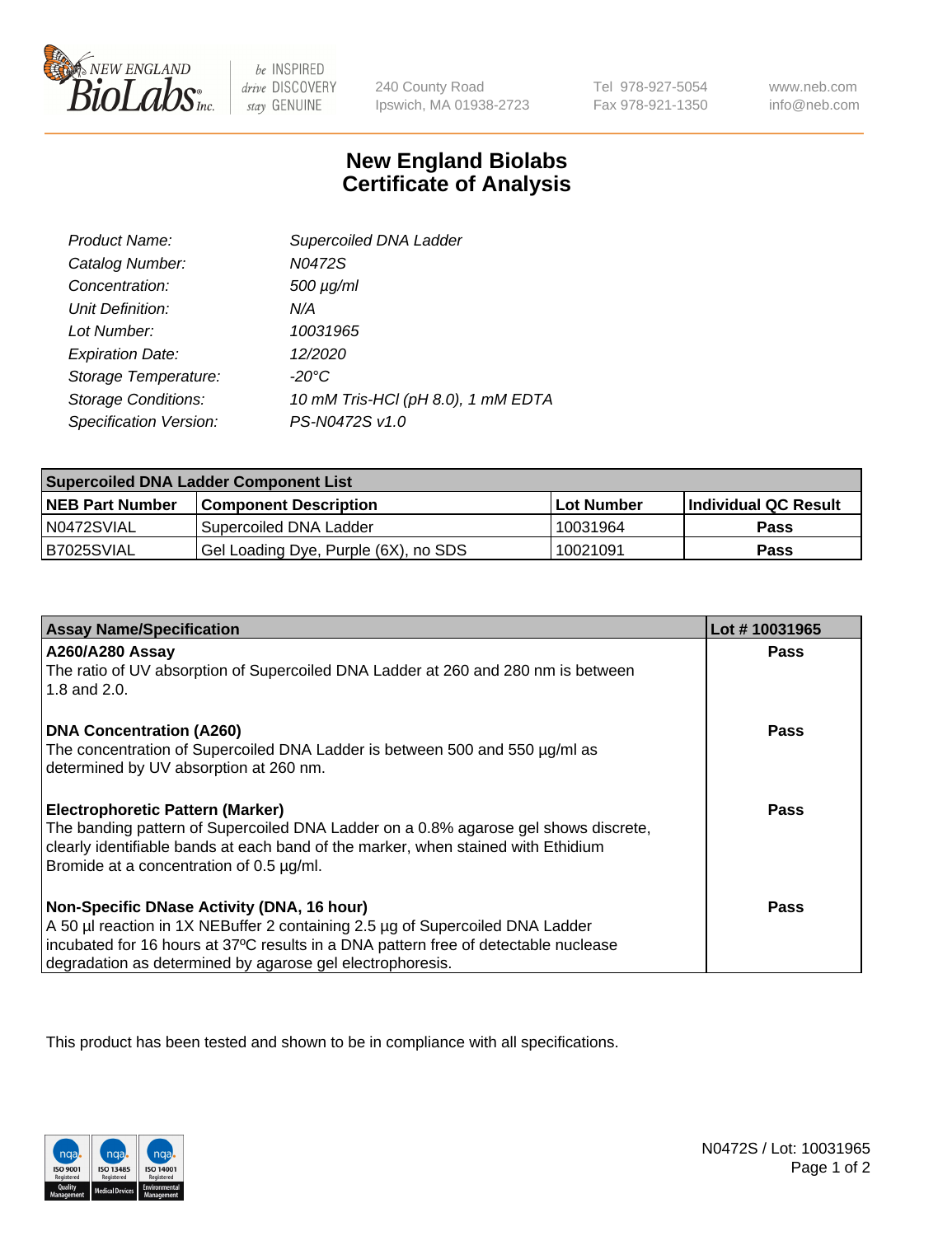New England Biolabs, 240 County Road, Ipswich, MA 01938-2723 | Tel 978-927-5054 | Fax 978-921-1350 | www.neb.com | info@neb.com

# New England Biolabs
# Certificate of Analysis

| | |
|---|---|
| *Product Name:* | *Supercoiled DNA Ladder* |
| *Catalog Number:* | *N0472S* |
| *Concentration:* | *500 µg/ml* |
| *Unit Definition:* | *N/A* |
| *Lot Number:* | *10031965* |
| *Expiration Date:* | *12/2020* |
| *Storage Temperature:* | *-20°C* |
| *Storage Conditions:* | *10 mM Tris-HCl (pH 8.0), 1 mM EDTA* |
| *Specification Version:* | *PS-N0472S v1.0* |

| **Supercoiled DNA Ladder Component List** | | | |
|---|---|---|---|
| **NEB Part Number** | **Component Description** | **Lot Number** | **Individual QC Result** |
| N0472SVIAL | Supercoiled DNA Ladder | 10031964 | **Pass** |
| B7025SVIAL | Gel Loading Dye, Purple (6X), no SDS | 10021091 | **Pass** |

| **Assay Name/Specification** | **Lot # 10031965** |
|---|---|
| **A260/A280 Assay**<br>The ratio of UV absorption of Supercoiled DNA Ladder at 260 and 280 nm is between 1.8 and 2.0. | **Pass** |
| **DNA Concentration (A260)**<br>The concentration of Supercoiled DNA Ladder is between 500 and 550 µg/ml as determined by UV absorption at 260 nm. | **Pass** |
| **Electrophoretic Pattern (Marker)**<br>The banding pattern of Supercoiled DNA Ladder on a 0.8% agarose gel shows discrete, clearly identifiable bands at each band of the marker, when stained with Ethidium Bromide at a concentration of 0.5 µg/ml. | **Pass** |
| **Non-Specific DNase Activity (DNA, 16 hour)**<br>A 50 µl reaction in 1X NEBuffer 2 containing 2.5 µg of Supercoiled DNA Ladder incubated for 16 hours at 37ºC results in a DNA pattern free of detectable nuclease degradation as determined by agarose gel electrophoresis. | **Pass** |

This product has been tested and shown to be in compliance with all specifications.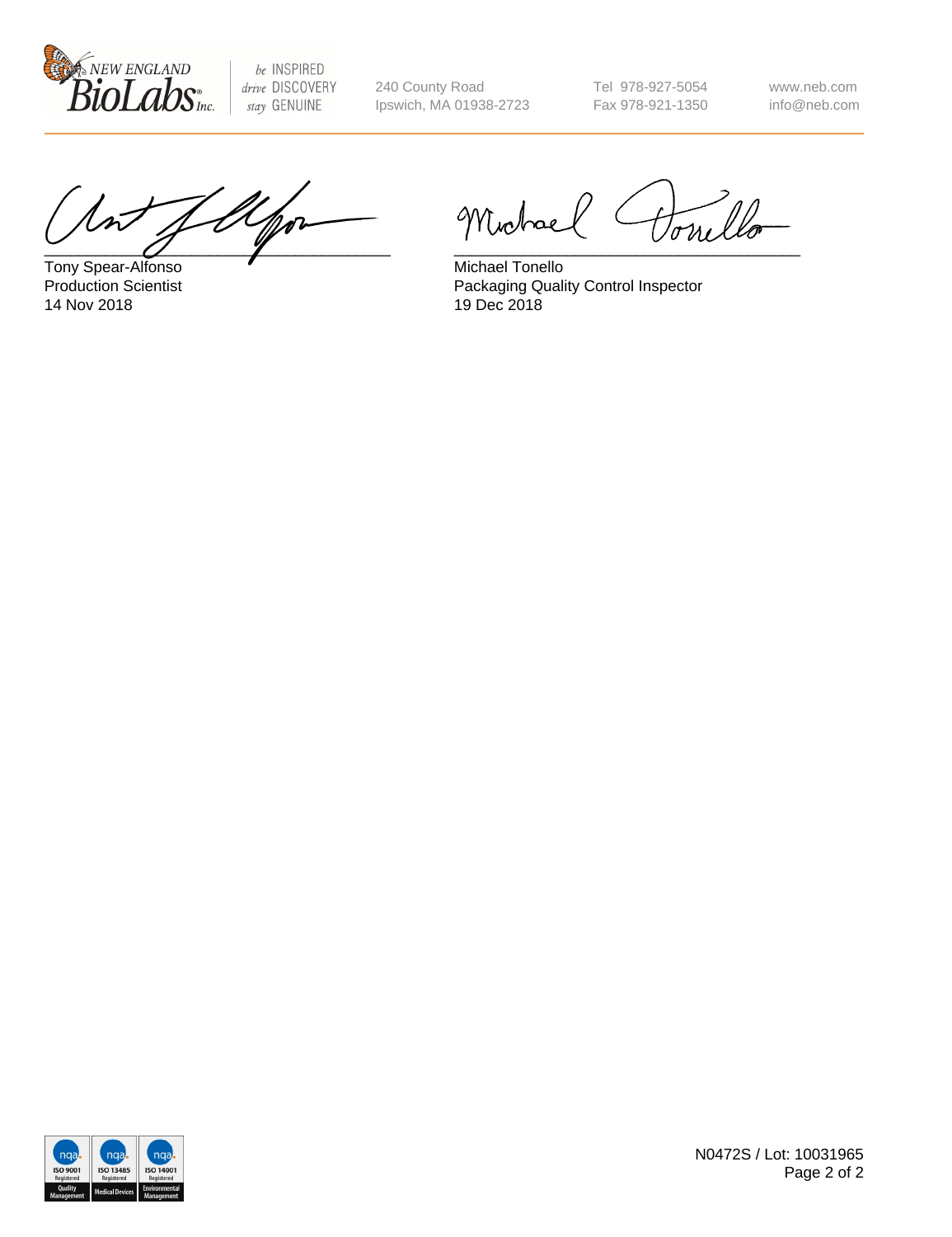240 County Road
Ipswich, MA 01938-2723

Tel 978-927-5054
Fax 978-921-1350

www.neb.com
info@neb.com

Tony Spear-Alfonso
Production Scientist
14 Nov 2018

Michael Tonello
Packaging Quality Control Inspector
19 Dec 2018

N0472S / Lot: 10031965